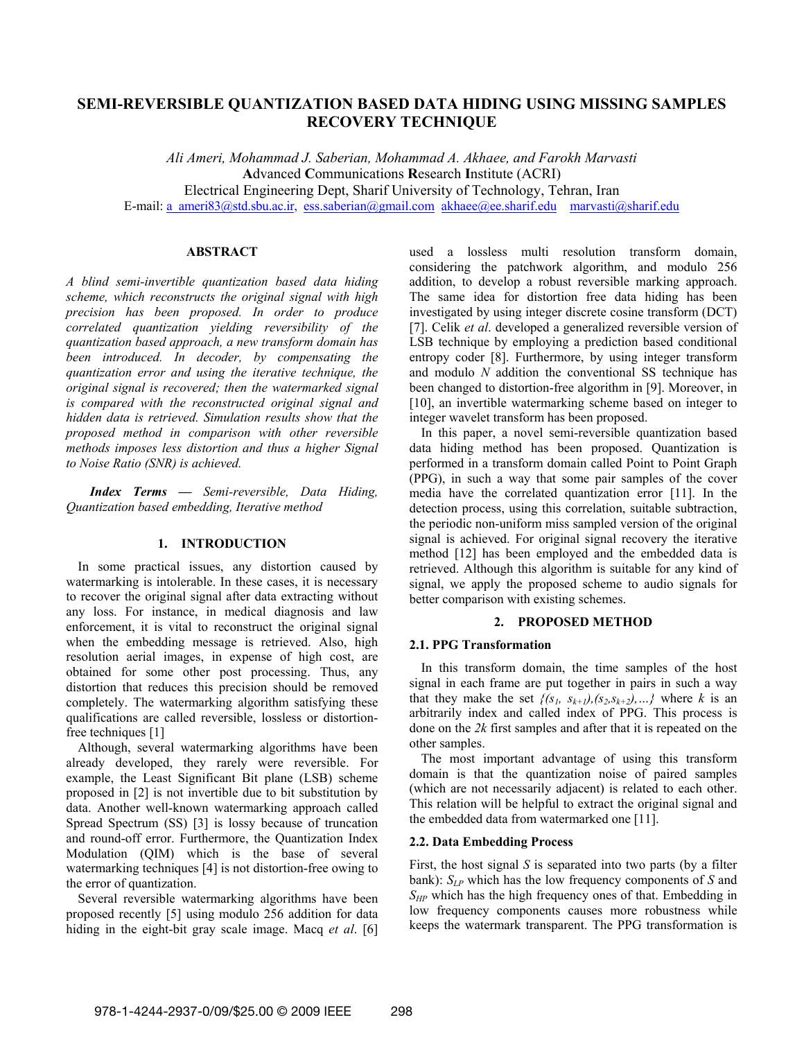# SEMI-REVERSIBLE QUANTIZATION BASED DATA HIDING USING MISSING SAMPLES RECOVERY TECHNIQUE

*Ali Ameri, Mohammad J. Saberian, Mohammad A. Akhaee, and Farokh Marvasti*

**A**dvanced **C**ommunications **R**esearch **I**nstitute (ACRI)

Electrical Engineering Dept, Sharif University of Technology, Tehran, Iran

E-mail: a_ameri83@std.sbu.ac.ir, ess.saberian@gmail.com akhaee@ee.sharif.edu marvasti@sharif.edu

## ABSTRACT

*A blind semi-invertible quantization based data hiding scheme, which reconstructs the original signal with high precision has been proposed. In order to produce correlated quantization yielding reversibility of the quantization based approach, a new transform domain has been introduced. In decoder, by compensating the quantization error and using the iterative technique, the original signal is recovered; then the watermarked signal is compared with the reconstructed original signal and hidden data is retrieved. Simulation results show that the proposed method in comparison with other reversible methods imposes less distortion and thus a higher Signal to Noise Ratio (SNR) is achieved.*

***Index Terms*** ***—*** *Semi-reversible, Data Hiding, Quantization based embedding, Iterative method*

## 1. INTRODUCTION

In some practical issues, any distortion caused by watermarking is intolerable. In these cases, it is necessary to recover the original signal after data extracting without any loss. For instance, in medical diagnosis and law enforcement, it is vital to reconstruct the original signal when the embedding message is retrieved. Also, high resolution aerial images, in expense of high cost, are obtained for some other post processing. Thus, any distortion that reduces this precision should be removed completely. The watermarking algorithm satisfying these qualifications are called reversible, lossless or distortion-free techniques [1]

Although, several watermarking algorithms have been already developed, they rarely were reversible. For example, the Least Significant Bit plane (LSB) scheme proposed in [2] is not invertible due to bit substitution by data. Another well-known watermarking approach called Spread Spectrum (SS) [3] is lossy because of truncation and round-off error. Furthermore, the Quantization Index Modulation (QIM) which is the base of several watermarking techniques [4] is not distortion-free owing to the error of quantization.

Several reversible watermarking algorithms have been proposed recently [5] using modulo 256 addition for data hiding in the eight-bit gray scale image. Macq *et al*. [6] used a lossless multi resolution transform domain, considering the patchwork algorithm, and modulo 256 addition, to develop a robust reversible marking approach. The same idea for distortion free data hiding has been investigated by using integer discrete cosine transform (DCT) [7]. Celik *et al*. developed a generalized reversible version of LSB technique by employing a prediction based conditional entropy coder [8]. Furthermore, by using integer transform and modulo *N* addition the conventional SS technique has been changed to distortion-free algorithm in [9]. Moreover, in [10], an invertible watermarking scheme based on integer to integer wavelet transform has been proposed.

In this paper, a novel semi-reversible quantization based data hiding method has been proposed. Quantization is performed in a transform domain called Point to Point Graph (PPG), in such a way that some pair samples of the cover media have the correlated quantization error [11]. In the detection process, using this correlation, suitable subtraction, the periodic non-uniform miss sampled version of the original signal is achieved. For original signal recovery the iterative method [12] has been employed and the embedded data is retrieved. Although this algorithm is suitable for any kind of signal, we apply the proposed scheme to audio signals for better comparison with existing schemes.

## 2. PROPOSED METHOD

### 2.1. PPG Transformation

In this transform domain, the time samples of the host signal in each frame are put together in pairs in such a way that they make the set $\{(s_1, s_{k+1}),(s_2,s_{k+2}),\ldots\}$ where $k$ is an arbitrarily index and called index of PPG. This process is done on the $2k$ first samples and after that it is repeated on the other samples.

The most important advantage of using this transform domain is that the quantization noise of paired samples (which are not necessarily adjacent) is related to each other. This relation will be helpful to extract the original signal and the embedded data from watermarked one [11].

### 2.2. Data Embedding Process

First, the host signal $S$ is separated into two parts (by a filter bank): $S_{LP}$ which has the low frequency components of $S$ and $S_{HP}$ which has the high frequency ones of that. Embedding in low frequency components causes more robustness while keeps the watermark transparent. The PPG transformation is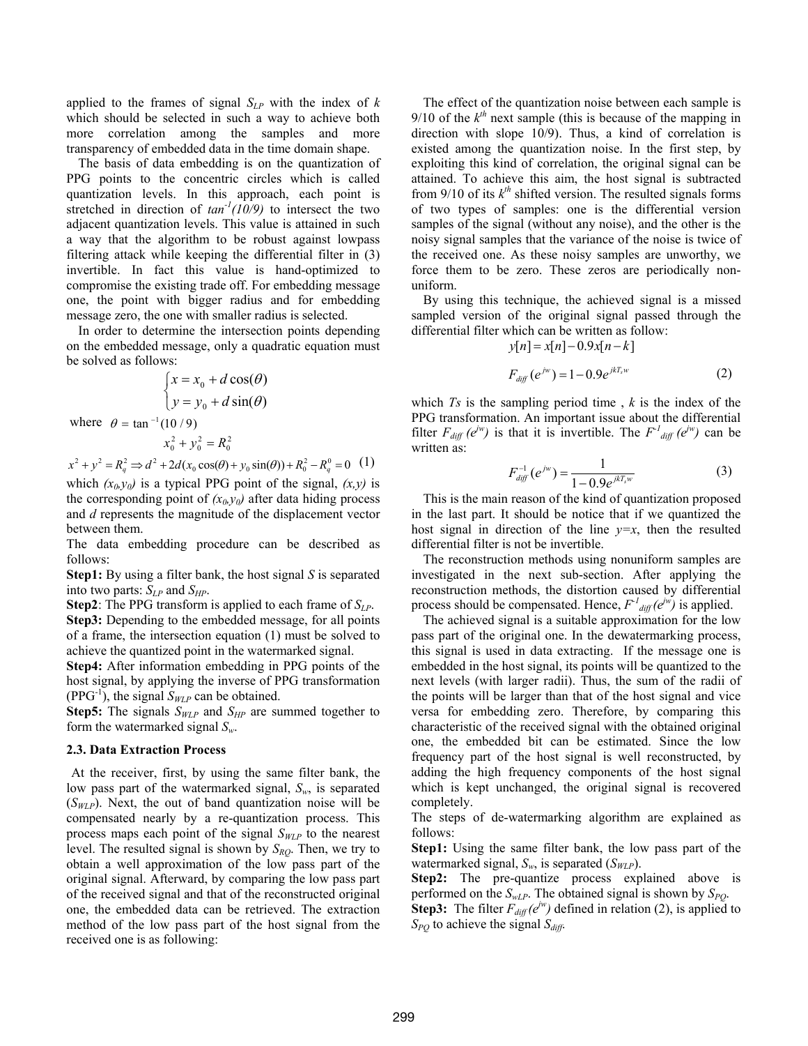applied to the frames of signal $S_{LP}$ with the index of $k$ which should be selected in such a way to achieve both more correlation among the samples and more transparency of embedded data in the time domain shape.

The basis of data embedding is on the quantization of PPG points to the concentric circles which is called quantization levels. In this approach, each point is stretched in direction of $tan^{-1}(10/9)$ to intersect the two adjacent quantization levels. This value is attained in such a way that the algorithm to be robust against lowpass filtering attack while keeping the differential filter in (3) invertible. In fact this value is hand-optimized to compromise the existing trade off. For embedding message one, the point with bigger radius and for embedding message zero, the one with smaller radius is selected.

In order to determine the intersection points depending on the embedded message, only a quadratic equation must be solved as follows:

$$\begin{cases} x = x_0 + d\cos(\theta) \\ y = y_0 + d\sin(\theta) \end{cases}$$

where $\theta = \tan^{-1}(10/9)$

$$x_0^2 + y_0^2 = R_0^2$$

$$x^2 + y^2 = R_q^2 \Rightarrow d^2 + 2d(x_0\cos(\theta) + y_0\sin(\theta)) + R_0^2 - R_q^0 = 0 \quad (1)$$

which $(x_0,y_0)$ is a typical PPG point of the signal, $(x,y)$ is the corresponding point of $(x_0,y_0)$ after data hiding process and $d$ represents the magnitude of the displacement vector between them.

The data embedding procedure can be described as follows:

**Step1:** By using a filter bank, the host signal $S$ is separated into two parts: $S_{LP}$ and $S_{HP}$.

**Step2**: The PPG transform is applied to each frame of $S_{LP}$.

**Step3:** Depending to the embedded message, for all points of a frame, the intersection equation (1) must be solved to achieve the quantized point in the watermarked signal.

**Step4:** After information embedding in PPG points of the host signal, by applying the inverse of PPG transformation ($PPG^{-1}$), the signal $S_{WLP}$ can be obtained.

**Step5:** The signals $S_{WLP}$ and $S_{HP}$ are summed together to form the watermarked signal $S_w$.

### 2.3. Data Extraction Process

At the receiver, first, by using the same filter bank, the low pass part of the watermarked signal, $S_w$, is separated ($S_{WLP}$). Next, the out of band quantization noise will be compensated nearly by a re-quantization process. This process maps each point of the signal $S_{WLP}$ to the nearest level. The resulted signal is shown by $S_{RQ}$. Then, we try to obtain a well approximation of the low pass part of the original signal. Afterward, by comparing the low pass part of the received signal and that of the reconstructed original one, the embedded data can be retrieved. The extraction method of the low pass part of the host signal from the received one is as following:

The effect of the quantization noise between each sample is 9/10 of the $k^{th}$ next sample (this is because of the mapping in direction with slope 10/9). Thus, a kind of correlation is existed among the quantization noise. In the first step, by exploiting this kind of correlation, the original signal can be attained. To achieve this aim, the host signal is subtracted from 9/10 of its $k^{th}$ shifted version. The resulted signals forms of two types of samples: one is the differential version samples of the signal (without any noise), and the other is the noisy signal samples that the variance of the noise is twice of the received one. As these noisy samples are unworthy, we force them to be zero. These zeros are periodically non-uniform.

By using this technique, the achieved signal is a missed sampled version of the original signal passed through the differential filter which can be written as follow:

$$y[n] = x[n] - 0.9x[n-k]$$

$$F_{diff}(e^{jw}) = 1 - 0.9e^{jkT_s w} \quad (2)$$

which $Ts$ is the sampling period time , $k$ is the index of the PPG transformation. An important issue about the differential filter $F_{diff}(e^{jw})$ is that it is invertible. The $F^{-1}_{diff}(e^{jw})$ can be written as:

$$F^{-1}_{diff}(e^{jw}) = \frac{1}{1 - 0.9e^{jkT_s w}} \quad (3)$$

This is the main reason of the kind of quantization proposed in the last part. It should be notice that if we quantized the host signal in direction of the line $y=x$, then the resulted differential filter is not be invertible.

The reconstruction methods using nonuniform samples are investigated in the next sub-section. After applying the reconstruction methods, the distortion caused by differential process should be compensated. Hence, $F^{-1}_{diff}(e^{jw})$ is applied.

The achieved signal is a suitable approximation for the low pass part of the original one. In the dewatermarking process, this signal is used in data extracting. If the message one is embedded in the host signal, its points will be quantized to the next levels (with larger radii). Thus, the sum of the radii of the points will be larger than that of the host signal and vice versa for embedding zero. Therefore, by comparing this characteristic of the received signal with the obtained original one, the embedded bit can be estimated. Since the low frequency part of the host signal is well reconstructed, by adding the high frequency components of the host signal which is kept unchanged, the original signal is recovered completely.

The steps of de-watermarking algorithm are explained as follows:

**Step1:** Using the same filter bank, the low pass part of the watermarked signal, $S_w$, is separated ($S_{WLP}$).

**Step2:** The pre-quantize process explained above is performed on the $S_{wLP}$. The obtained signal is shown by $S_{PQ}$.

**Step3:** The filter $F_{diff}(e^{jw})$ defined in relation (2), is applied to $S_{PQ}$ to achieve the signal $S_{diff}$.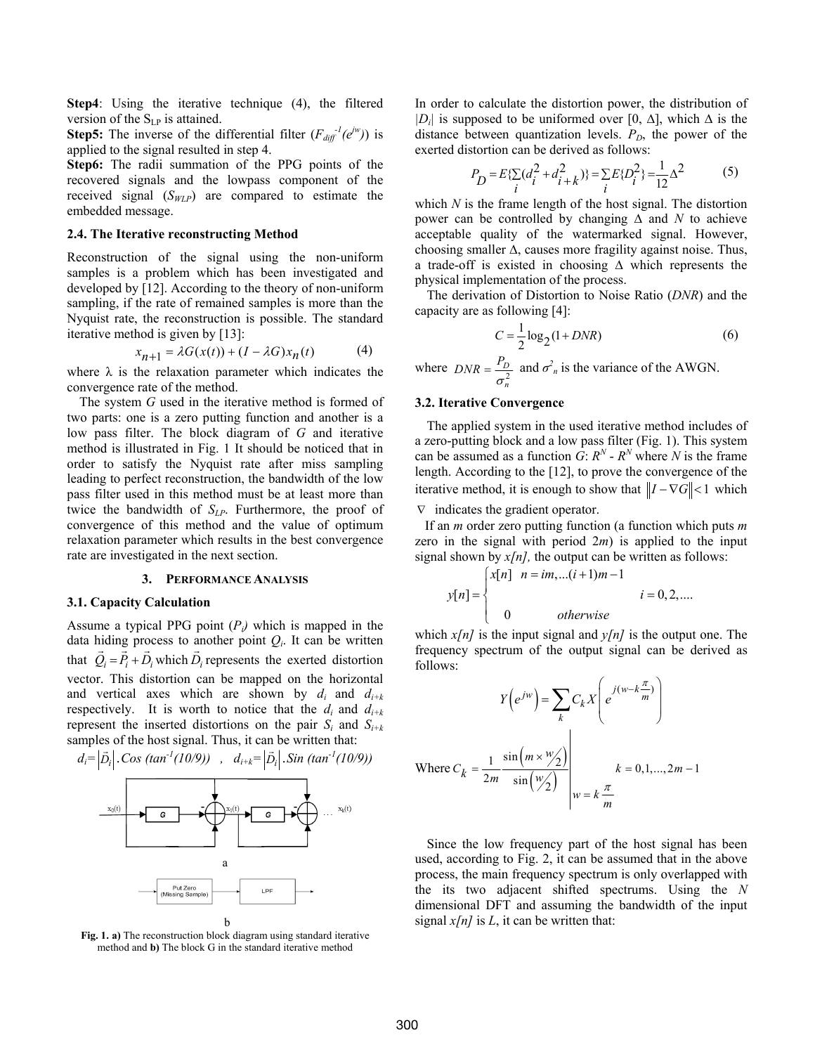**Step4**: Using the iterative technique (4), the filtered version of the $S_{LP}$ is attained.

**Step5:** The inverse of the differential filter ($F_{diff}^{-1}(e^{jw})$) is applied to the signal resulted in step 4.

**Step6:** The radii summation of the PPG points of the recovered signals and the lowpass component of the received signal ($S_{WLP}$) are compared to estimate the embedded message.

### 2.4. The Iterative reconstructing Method

Reconstruction of the signal using the non-uniform samples is a problem which has been investigated and developed by [12]. According to the theory of non-uniform sampling, if the rate of remained samples is more than the Nyquist rate, the reconstruction is possible. The standard iterative method is given by [13]:

$$x_{n+1} = \lambda G(x(t)) + (I - \lambda G)x_n(t) \qquad (4)$$

where $\lambda$ is the relaxation parameter which indicates the convergence rate of the method.

The system $G$ used in the iterative method is formed of two parts: one is a zero putting function and another is a low pass filter. The block diagram of $G$ and iterative method is illustrated in Fig. 1 It should be noticed that in order to satisfy the Nyquist rate after miss sampling leading to perfect reconstruction, the bandwidth of the low pass filter used in this method must be at least more than twice the bandwidth of $S_{LP}$. Furthermore, the proof of convergence of this method and the value of optimum relaxation parameter which results in the best convergence rate are investigated in the next section.

## 3. Performance Analysis

### 3.1. Capacity Calculation

Assume a typical PPG point ($P_i$) which is mapped in the data hiding process to another point $Q_i$. It can be written that $\vec{Q}_i = \vec{P}_i + \vec{D}_i$ which $\vec{D}_i$ represents the exerted distortion vector. This distortion can be mapped on the horizontal and vertical axes which are shown by $d_i$ and $d_{i+k}$ respectively. It is worth to notice that the $d_i$ and $d_{i+k}$ represent the inserted distortions on the pair $S_i$ and $S_{i+k}$ samples of the host signal. Thus, it can be written that:

$$d_i = \left|\vec{D}_i\right| . Cos\,(tan^{-1}(10/9)) \quad , \quad d_{i+k} = \left|\vec{D}_i\right| . Sin\,(tan^{-1}(10/9))$$

**Fig. 1. a)** The reconstruction block diagram using standard iterative method and **b)** The block G in the standard iterative method

In order to calculate the distortion power, the distribution of $|D_i|$ is supposed to be uniformed over $[0, \Delta]$, which $\Delta$ is the distance between quantization levels. $P_D$, the power of the exerted distortion can be derived as follows:

$$P_D = E\{\sum_i (d_i^2 + d_{i+k}^2)\} = \sum_i E\{D_i^2\} = \frac{1}{12}\Delta^2 \qquad (5)$$

which $N$ is the frame length of the host signal. The distortion power can be controlled by changing $\Delta$ and $N$ to achieve acceptable quality of the watermarked signal. However, choosing smaller $\Delta$, causes more fragility against noise. Thus, a trade-off is existed in choosing $\Delta$ which represents the physical implementation of the process.

The derivation of Distortion to Noise Ratio (*DNR*) and the capacity are as following [4]:

$$C = \frac{1}{2}\log_2(1 + DNR) \qquad (6)$$

where $DNR = \frac{P_D}{\sigma_n^2}$ and $\sigma^2_n$ is the variance of the AWGN.

### 3.2. Iterative Convergence

The applied system in the used iterative method includes of a zero-putting block and a low pass filter (Fig. 1). This system can be assumed as a function $G$: $R^N$ - $R^N$ where $N$ is the frame length. According to the [12], to prove the convergence of the iterative method, it is enough to show that $\|I - \nabla G\| < 1$ which $\nabla$ indicates the gradient operator.

If an $m$ order zero putting function (a function which puts $m$ zero in the signal with period $2m$) is applied to the input signal shown by $x[n]$, the output can be written as follows:

$$y[n] = \begin{cases} x[n] & n = im, \ldots (i+1)m - 1 \qquad i = 0, 2, \ldots . \\ 0 & otherwise \end{cases}$$

which $x[n]$ is the input signal and $y[n]$ is the output one. The frequency spectrum of the output signal can be derived as follows:

$$Y\left(e^{jw}\right) = \sum_k C_k X\left(e^{j(w - k\frac{\pi}{m})}\right)$$

$$\text{Where } C_k = \frac{1}{2m} \left. \frac{\sin\left(m \times {w}/{2}\right)}{\sin\left({w}/{2}\right)} \right|_{w = k\frac{\pi}{m}} \qquad k = 0, 1, \ldots, 2m - 1$$

Since the low frequency part of the host signal has been used, according to Fig. 2, it can be assumed that in the above process, the main frequency spectrum is only overlapped with the its two adjacent shifted spectrums. Using the $N$ dimensional DFT and assuming the bandwidth of the input signal $x[n]$ is $L$, it can be written that: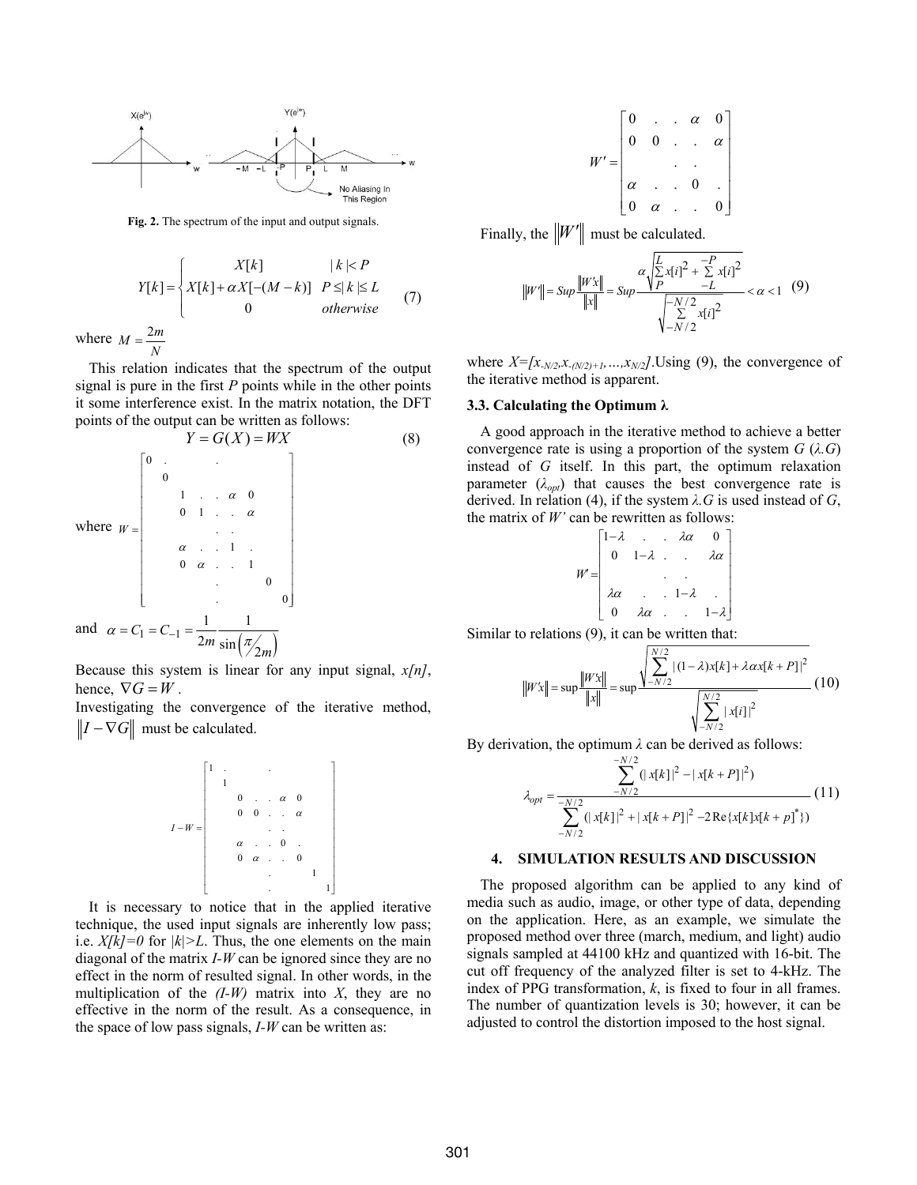Fig. 2. The spectrum of the input and output signals.

$$Y[k] = \begin{cases} X[k] & |k| < P \\ X[k] + \alpha X[-(M-k)] & P \le |k| \le L \\ 0 & otherwise \end{cases} \tag{7}$$

where $M = \frac{2m}{N}$

This relation indicates that the spectrum of the output signal is pure in the first $P$ points while in the other points it some interference exist. In the matrix notation, the DFT points of the output can be written as follows:

$$Y = G(X) = WX \tag{8}$$

where
$$W = \begin{bmatrix} 0 & . & & & & . & & \\ & 0 & & & & & & \\ & & 1 & . & . & \alpha & 0 & \\ & & 0 & 1 & . & . & \alpha & \\ & & & & . & . & & \\ & & \alpha & . & . & 1 & . & \\ & & 0 & \alpha & . & . & 1 & \\ & & & & . & & & 0 \\ & & & & . & & & & 0 \end{bmatrix}$$

and $\alpha = C_1 = C_{-1} = \frac{1}{2m} \frac{1}{\sin\left(\pi/2m\right)}$

Because this system is linear for any input signal, $x[n]$, hence, $\nabla G = W$.

Investigating the convergence of the iterative method, $\|I - \nabla G\|$ must be calculated.

$$I - W = \begin{bmatrix} 1 & . & & & & . & & \\ & 1 & & & & & & \\ & & 0 & . & . & \alpha & 0 & \\ & & 0 & 0 & . & . & \alpha & \\ & & & & . & . & & \\ & & \alpha & . & . & 0 & . & \\ & & 0 & \alpha & . & . & 0 & \\ & & & & . & & & 1 \\ & & & & . & & & & 1 \end{bmatrix}$$

It is necessary to notice that in the applied iterative technique, the used input signals are inherently low pass; i.e. $X[k]=0$ for $|k|>L$. Thus, the one elements on the main diagonal of the matrix $I$-$W$ can be ignored since they are no effect in the norm of resulted signal. In other words, in the multiplication of the $(I$-$W)$ matrix into $X$, they are no effective in the norm of the result. As a consequence, in the space of low pass signals, $I$-$W$ can be written as:

$$W' = \begin{bmatrix} 0 & . & . & \alpha & 0 \\ 0 & 0 & . & . & \alpha \\ & & . & . & \\ \alpha & . & . & 0 & . \\ 0 & \alpha & . & . & 0 \end{bmatrix}$$

Finally, the $\|W'\|$ must be calculated.

$$\|W'\| = Sup \frac{\|W'x\|}{\|x\|} = Sup \frac{\alpha \sqrt{\sum\limits_{P}^{L} x[i]^2 + \sum\limits_{-L}^{-P} x[i]^2}}{\sqrt{\sum\limits_{-N/2}^{-N/2} x[i]^2}} < \alpha < 1 \tag{9}$$

where $X=[x_{-N/2}, x_{-(N/2)+1}, \ldots, x_{N/2}]$. Using (9), the convergence of the iterative method is apparent.

### 3.3. Calculating the Optimum λ

A good approach in the iterative method to achieve a better convergence rate is using a proportion of the system $G$ ($\lambda.G$) instead of $G$ itself. In this part, the optimum relaxation parameter ($\lambda_{opt}$) that causes the best convergence rate is derived. In relation (4), if the system $\lambda.G$ is used instead of $G$, the matrix of $W'$ can be rewritten as follows:

$$W' = \begin{bmatrix} 1-\lambda & . & . & \lambda\alpha & 0 \\ 0 & 1-\lambda & . & . & \lambda\alpha \\ & & . & . & \\ \lambda\alpha & . & . & 1-\lambda & . \\ 0 & \lambda\alpha & . & . & 1-\lambda \end{bmatrix}$$

Similar to relations (9), it can be written that:

$$\|W'x\| = \sup \frac{\|W'x\|}{\|x\|} = \sup \frac{\sqrt{\sum\limits_{-N/2}^{N/2} |(1-\lambda)x[k] + \lambda\alpha x[k+P]|^2}}{\sqrt{\sum\limits_{-N/2}^{N/2} |x[i]|^2}} \tag{10}$$

By derivation, the optimum $\lambda$ can be derived as follows:

$$\lambda_{opt} = \frac{\sum\limits_{-N/2}^{-N/2} (|x[k]|^2 - |x[k+P]|^2)}{\sum\limits_{-N/2}^{-N/2} (|x[k]|^2 + |x[k+P]|^2 - 2\operatorname{Re}\{x[k]x[k+p]^*\})} \tag{11}$$

## 4. SIMULATION RESULTS AND DISCUSSION

The proposed algorithm can be applied to any kind of media such as audio, image, or other type of data, depending on the application. Here, as an example, we simulate the proposed method over three (march, medium, and light) audio signals sampled at 44100 kHz and quantized with 16-bit. The cut off frequency of the analyzed filter is set to 4-kHz. The index of PPG transformation, $k$, is fixed to four in all frames. The number of quantization levels is 30; however, it can be adjusted to control the distortion imposed to the host signal.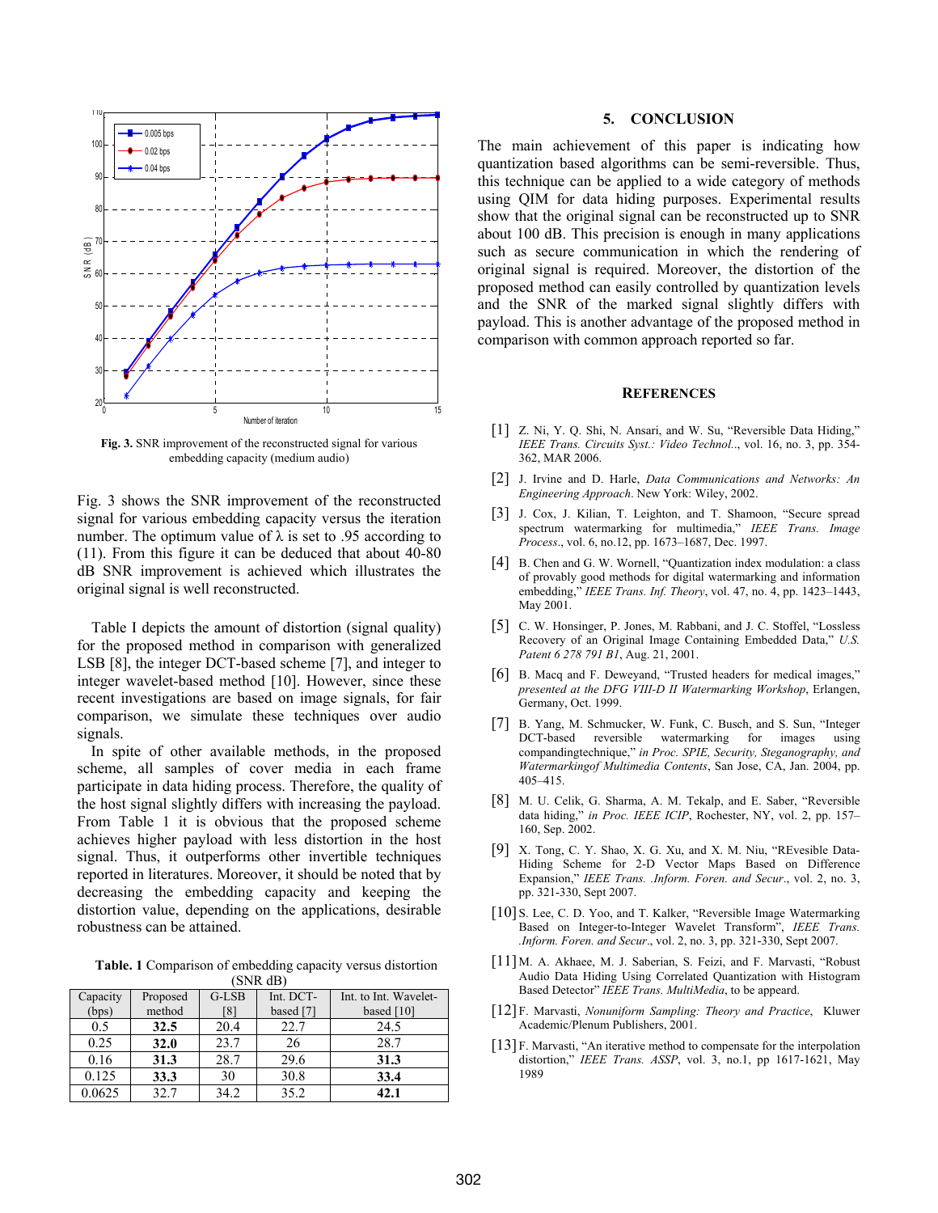110
100
90
80
70
60
50
40
30
20
0
5
10
15
S N R ( d B )
Number of iteration
0.005 bps
0.02 bps
0.04 bps

**Fig. 3.** SNR improvement of the reconstructed signal for various embedding capacity (medium audio)

Fig. 3 shows the SNR improvement of the reconstructed signal for various embedding capacity versus the iteration number. The optimum value of λ is set to .95 according to (11). From this figure it can be deduced that about 40-80 dB SNR improvement is achieved which illustrates the original signal is well reconstructed.

Table I depicts the amount of distortion (signal quality) for the proposed method in comparison with generalized LSB [8], the integer DCT-based scheme [7], and integer to integer wavelet-based method [10]. However, since these recent investigations are based on image signals, for fair comparison, we simulate these techniques over audio signals.

In spite of other available methods, in the proposed scheme, all samples of cover media in each frame participate in data hiding process. Therefore, the quality of the host signal slightly differs with increasing the payload. From Table 1 it is obvious that the proposed scheme achieves higher payload with less distortion in the host signal. Thus, it outperforms other invertible techniques reported in literatures. Moreover, it should be noted that by decreasing the embedding capacity and keeping the distortion value, depending on the applications, desirable robustness can be attained.

**Table. 1** Comparison of embedding capacity versus distortion (SNR dB)

| Capacity (bps) | Proposed method | G-LSB [8] | Int. DCT-based [7] | Int. to Int. Wavelet-based [10] |
|---|---|---|---|---|
| 0.5 | **32.5** | 20.4 | 22.7 | 24.5 |
| 0.25 | **32.0** | 23.7 | 26 | 28.7 |
| 0.16 | **31.3** | 28.7 | 29.6 | **31.3** |
| 0.125 | **33.3** | 30 | 30.8 | **33.4** |
| 0.0625 | 32.7 | 34.2 | 35.2 | **42.1** |

## 5. CONCLUSION

The main achievement of this paper is indicating how quantization based algorithms can be semi-reversible. Thus, this technique can be applied to a wide category of methods using QIM for data hiding purposes. Experimental results show that the original signal can be reconstructed up to SNR about 100 dB. This precision is enough in many applications such as secure communication in which the rendering of original signal is required. Moreover, the distortion of the proposed method can easily controlled by quantization levels and the SNR of the marked signal slightly differs with payload. This is another advantage of the proposed method in comparison with common approach reported so far.

## REFERENCES

[1] Z. Ni, Y. Q. Shi, N. Ansari, and W. Su, "Reversible Data Hiding," *IEEE Trans. Circuits Syst.: Video Technol.*., vol. 16, no. 3, pp. 354-362, MAR 2006.

[2] J. Irvine and D. Harle, *Data Communications and Networks: An Engineering Approach*. New York: Wiley, 2002.

[3] J. Cox, J. Kilian, T. Leighton, and T. Shamoon, "Secure spread spectrum watermarking for multimedia," *IEEE Trans. Image Process*., vol. 6, no.12, pp. 1673–1687, Dec. 1997.

[4] B. Chen and G. W. Wornell, "Quantization index modulation: a class of provably good methods for digital watermarking and information embedding," *IEEE Trans. Inf. Theory*, vol. 47, no. 4, pp. 1423–1443, May 2001.

[5] C. W. Honsinger, P. Jones, M. Rabbani, and J. C. Stoffel, "Lossless Recovery of an Original Image Containing Embedded Data," *U.S. Patent 6 278 791 B1*, Aug. 21, 2001.

[6] B. Macq and F. Deweyand, "Trusted headers for medical images," *presented at the DFG VIII-D II Watermarking Workshop*, Erlangen, Germany, Oct. 1999.

[7] B. Yang, M. Schmucker, W. Funk, C. Busch, and S. Sun, "Integer DCT-based reversible watermarking for images using compandingtechnique," *in Proc. SPIE, Security, Steganography, and Watermarkingof Multimedia Contents*, San Jose, CA, Jan. 2004, pp. 405–415.

[8] M. U. Celik, G. Sharma, A. M. Tekalp, and E. Saber, "Reversible data hiding," *in Proc. IEEE ICIP*, Rochester, NY, vol. 2, pp. 157–160, Sep. 2002.

[9] X. Tong, C. Y. Shao, X. G. Xu, and X. M. Niu, "REvesible Data-Hiding Scheme for 2-D Vector Maps Based on Difference Expansion," *IEEE Trans. .Inform. Foren. and Secur*., vol. 2, no. 3, pp. 321-330, Sept 2007.

[10] S. Lee, C. D. Yoo, and T. Kalker, "Reversible Image Watermarking Based on Integer-to-Integer Wavelet Transform", *IEEE Trans. .Inform. Foren. and Secur*., vol. 2, no. 3, pp. 321-330, Sept 2007.

[11] M. A. Akhaee, M. J. Saberian, S. Feizi, and F. Marvasti, "Robust Audio Data Hiding Using Correlated Quantization with Histogram Based Detector" *IEEE Trans. MultiMedia*, to be appeard.

[12] F. Marvasti, *Nonuniform Sampling: Theory and Practice*, Kluwer Academic/Plenum Publishers, 2001.

[13] F. Marvasti, "An iterative method to compensate for the interpolation distortion," *IEEE Trans. ASSP*, vol. 3, no.1, pp 1617-1621, May 1989